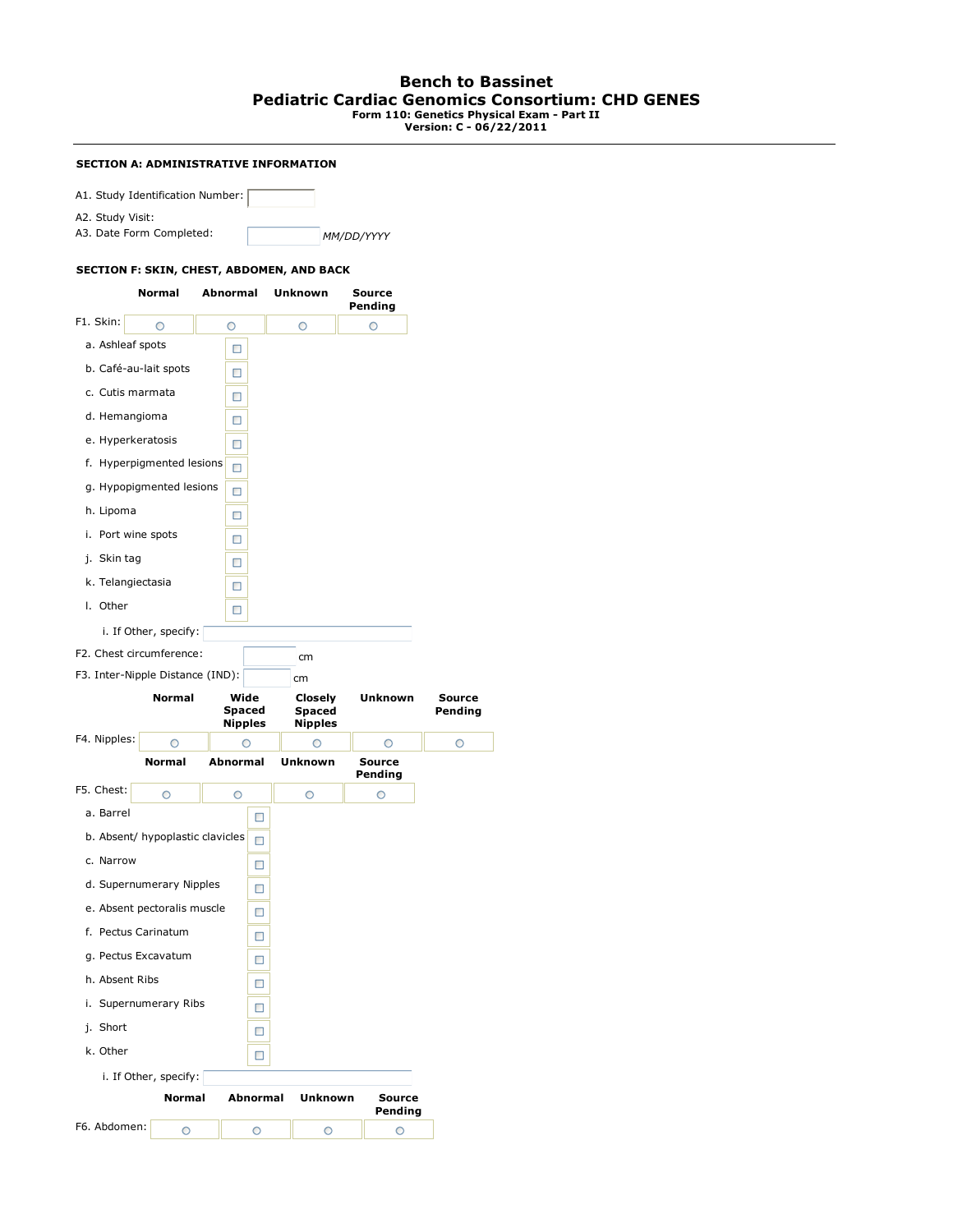# Bench to Bassinet

## Pediatric Cardiac Genomics Consortium: CHD GENES

**Form 110: Genetics Physical Exam - Part II**
**Version: C - 06/22/2011**

---

**SECTION A: ADMINISTRATIVE INFORMATION**

A1. Study Identification Number: ☐

A2. Study Visit:

A3. Date Form Completed: ☐ *MM/DD/YYYY*

**SECTION F: SKIN, CHEST, ABDOMEN, AND BACK**

| | Normal | Abnormal | Unknown | Source Pending |
|---|---|---|---|---|
| F1. Skin: | ○ | ○ | ○ | ○ |

- a. Ashleaf spots ☐
- b. Café-au-lait spots ☐
- c. Cutis marmata ☐
- d. Hemangioma ☐
- e. Hyperkeratosis ☐
- f. Hyperpigmented lesions ☐
- g. Hypopigmented lesions ☐
- h. Lipoma ☐
- i. Port wine spots ☐
- j. Skin tag ☐
- k. Telangiectasia ☐
- l. Other ☐
  - i. If Other, specify: ________

F2. Chest circumference: ☐ cm

F3. Inter-Nipple Distance (IND): ☐ cm

| | Normal | Wide Spaced Nipples | Closely Spaced Nipples | Unknown | Source Pending |
|---|---|---|---|---|---|
| F4. Nipples: | ○ | ○ | ○ | ○ | ○ |

| | Normal | Abnormal | Unknown | Source Pending |
|---|---|---|---|---|
| F5. Chest: | ○ | ○ | ○ | ○ |

- a. Barrel ☐
- b. Absent/ hypoplastic clavicles ☐
- c. Narrow ☐
- d. Supernumerary Nipples ☐
- e. Absent pectoralis muscle ☐
- f. Pectus Carinatum ☐
- g. Pectus Excavatum ☐
- h. Absent Ribs ☐
- i. Supernumerary Ribs ☐
- j. Short ☐
- k. Other ☐
  - i. If Other, specify: ________

| | Normal | Abnormal | Unknown | Source Pending |
|---|---|---|---|---|
| F6. Abdomen: | ○ | ○ | ○ | ○ |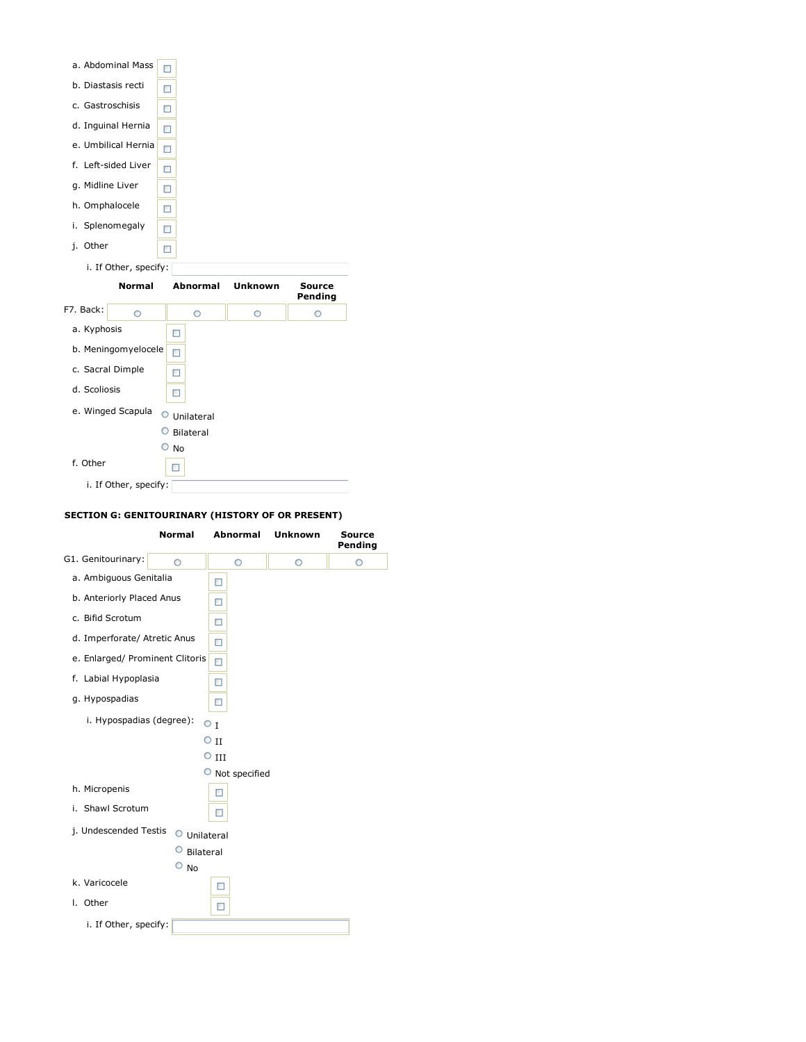a. Abdominal Mass ☐

b. Diastasis recti ☐

c. Gastroschisis ☐

d. Inguinal Hernia ☐

e. Umbilical Hernia ☐

f. Left-sided Liver ☐

g. Midline Liver ☐

h. Omphalocele ☐

i. Splenomegaly ☐

j. Other ☐

i. If Other, specify: ________________

| | Normal | Abnormal | Unknown | Source Pending |
|---|---|---|---|---|
| F7. Back: | ○ | ○ | ○ | ○ |

a. Kyphosis ☐

b. Meningomyelocele ☐

c. Sacral Dimple ☐

d. Scoliosis ☐

e. Winged Scapula
- ○ Unilateral
- ○ Bilateral
- ○ No

f. Other ☐

i. If Other, specify: ________________

### SECTION G: GENITOURINARY (HISTORY OF OR PRESENT)

| | Normal | Abnormal | Unknown | Source Pending |
|---|---|---|---|---|
| G1. Genitourinary: | ○ | ○ | ○ | ○ |

a. Ambiguous Genitalia ☐

b. Anteriorly Placed Anus ☐

c. Bifid Scrotum ☐

d. Imperforate/ Atretic Anus ☐

e. Enlarged/ Prominent Clitoris ☐

f. Labial Hypoplasia ☐

g. Hypospadias ☐

i. Hypospadias (degree):
- ○ I
- ○ II
- ○ III
- ○ Not specified

h. Micropenis ☐

i. Shawl Scrotum ☐

j. Undescended Testis
- ○ Unilateral
- ○ Bilateral
- ○ No

k. Varicocele ☐

l. Other ☐

i. If Other, specify: ________________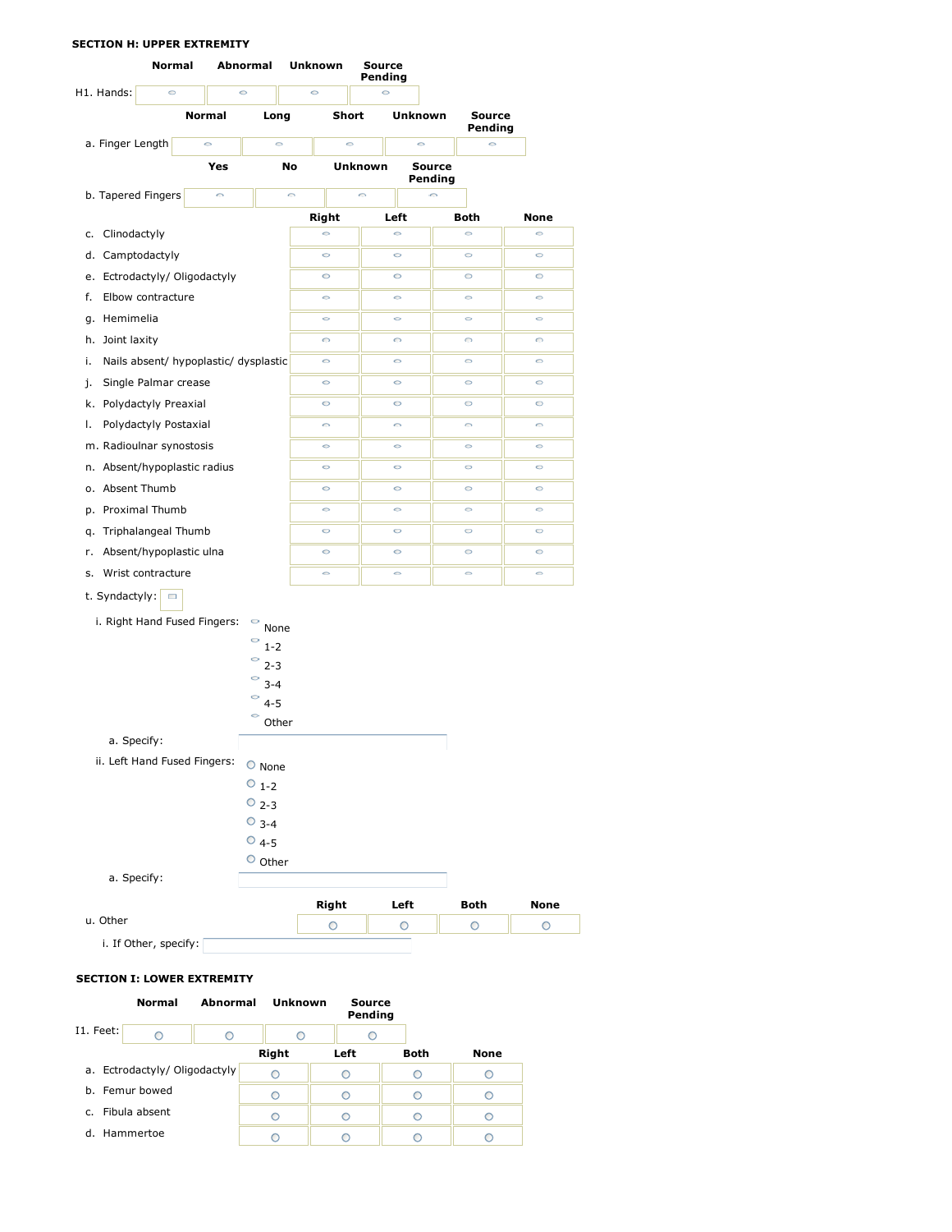**SECTION H: UPPER EXTREMITY**

| | Normal | Abnormal | Unknown | Source Pending |
|---|---|---|---|---|
| H1. Hands: | ○ | ○ | ○ | ○ |

| | Normal | Long | Short | Unknown | Source Pending |
|---|---|---|---|---|---|
| a. Finger Length | ○ | ○ | ○ | ○ | ○ |

| | Yes | No | Unknown | Source Pending |
|---|---|---|---|---|
| b. Tapered Fingers | ○ | ○ | ○ | ○ |

| | Right | Left | Both | None |
|---|---|---|---|---|
| c. Clinodactyly | ○ | ○ | ○ | ○ |
| d. Camptodactyly | ○ | ○ | ○ | ○ |
| e. Ectrodactyly/ Oligodactyly | ○ | ○ | ○ | ○ |
| f. Elbow contracture | ○ | ○ | ○ | ○ |
| g. Hemimelia | ○ | ○ | ○ | ○ |
| h. Joint laxity | ○ | ○ | ○ | ○ |
| i. Nails absent/ hypoplastic/ dysplastic | ○ | ○ | ○ | ○ |
| j. Single Palmar crease | ○ | ○ | ○ | ○ |
| k. Polydactyly Preaxial | ○ | ○ | ○ | ○ |
| l. Polydactyly Postaxial | ○ | ○ | ○ | ○ |
| m. Radioulnar synostosis | ○ | ○ | ○ | ○ |
| n. Absent/hypoplastic radius | ○ | ○ | ○ | ○ |
| o. Absent Thumb | ○ | ○ | ○ | ○ |
| p. Proximal Thumb | ○ | ○ | ○ | ○ |
| q. Triphalangeal Thumb | ○ | ○ | ○ | ○ |
| r. Absent/hypoplastic ulna | ○ | ○ | ○ | ○ |
| s. Wrist contracture | ○ | ○ | ○ | ○ |

t. Syndactyly: ☐

i. Right Hand Fused Fingers:
- ○ None
- ○ 1-2
- ○ 2-3
- ○ 3-4
- ○ 4-5
- ○ Other

a. Specify: ______________________

ii. Left Hand Fused Fingers:
- ○ None
- ○ 1-2
- ○ 2-3
- ○ 3-4
- ○ 4-5
- ○ Other

a. Specify: ______________________

| | Right | Left | Both | None |
|---|---|---|---|---|
| u. Other | ○ | ○ | ○ | ○ |

i. If Other, specify: ______________________

**SECTION I: LOWER EXTREMITY**

| | Normal | Abnormal | Unknown | Source Pending |
|---|---|---|---|---|
| I1. Feet: | ○ | ○ | ○ | ○ |

| | Right | Left | Both | None |
|---|---|---|---|---|
| a. Ectrodactyly/ Oligodactyly | ○ | ○ | ○ | ○ |
| b. Femur bowed | ○ | ○ | ○ | ○ |
| c. Fibula absent | ○ | ○ | ○ | ○ |
| d. Hammertoe | ○ | ○ | ○ | ○ |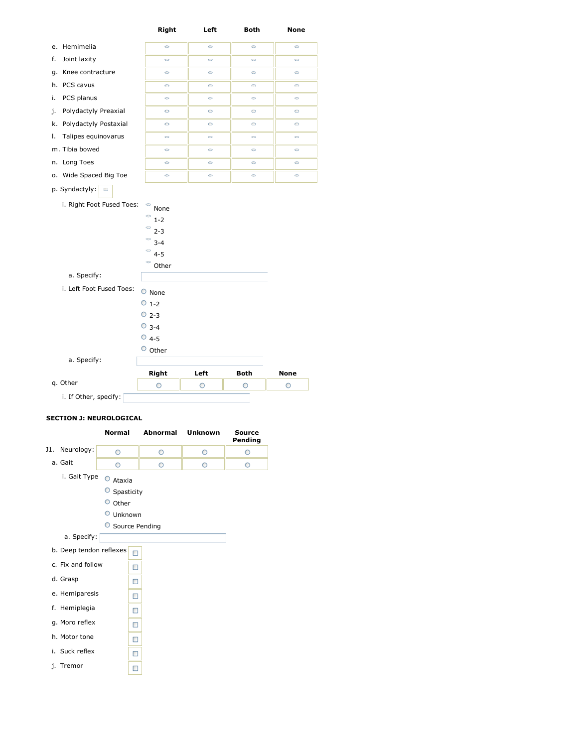| | Right | Left | Both | None |
|---|---|---|---|---|
| e. Hemimelia | ○ | ○ | ○ | ○ |
| f. Joint laxity | ○ | ○ | ○ | ○ |
| g. Knee contracture | ○ | ○ | ○ | ○ |
| h. PCS cavus | ○ | ○ | ○ | ○ |
| i. PCS planus | ○ | ○ | ○ | ○ |
| j. Polydactyly Preaxial | ○ | ○ | ○ | ○ |
| k. Polydactyly Postaxial | ○ | ○ | ○ | ○ |
| l. Talipes equinovarus | ○ | ○ | ○ | ○ |
| m. Tibia bowed | ○ | ○ | ○ | ○ |
| n. Long Toes | ○ | ○ | ○ | ○ |
| o. Wide Spaced Big Toe | ○ | ○ | ○ | ○ |

p. Syndactyly: ☐

i. Right Foot Fused Toes:
- ○ None
- ○ 1-2
- ○ 2-3
- ○ 3-4
- ○ 4-5
- ○ Other

a. Specify: ______________________

i. Left Foot Fused Toes:
- ○ None
- ○ 1-2
- ○ 2-3
- ○ 3-4
- ○ 4-5
- ○ Other

a. Specify: ______________________

| | Right | Left | Both | None |
|---|---|---|---|---|
| q. Other | ○ | ○ | ○ | ○ |

i. If Other, specify: ______________________

## SECTION J: NEUROLOGICAL

| | Normal | Abnormal | Unknown | Source Pending |
|---|---|---|---|---|
| J1. Neurology: | ○ | ○ | ○ | ○ |
| a. Gait | ○ | ○ | ○ | ○ |

i. Gait Type
- ○ Ataxia
- ○ Spasticity
- ○ Other
- ○ Unknown
- ○ Source Pending

a. Specify: ______________________

b. Deep tendon reflexes ☐

c. Fix and follow ☐

d. Grasp ☐

e. Hemiparesis ☐

f. Hemiplegia ☐

g. Moro reflex ☐

h. Motor tone ☐

i. Suck reflex ☐

j. Tremor ☐